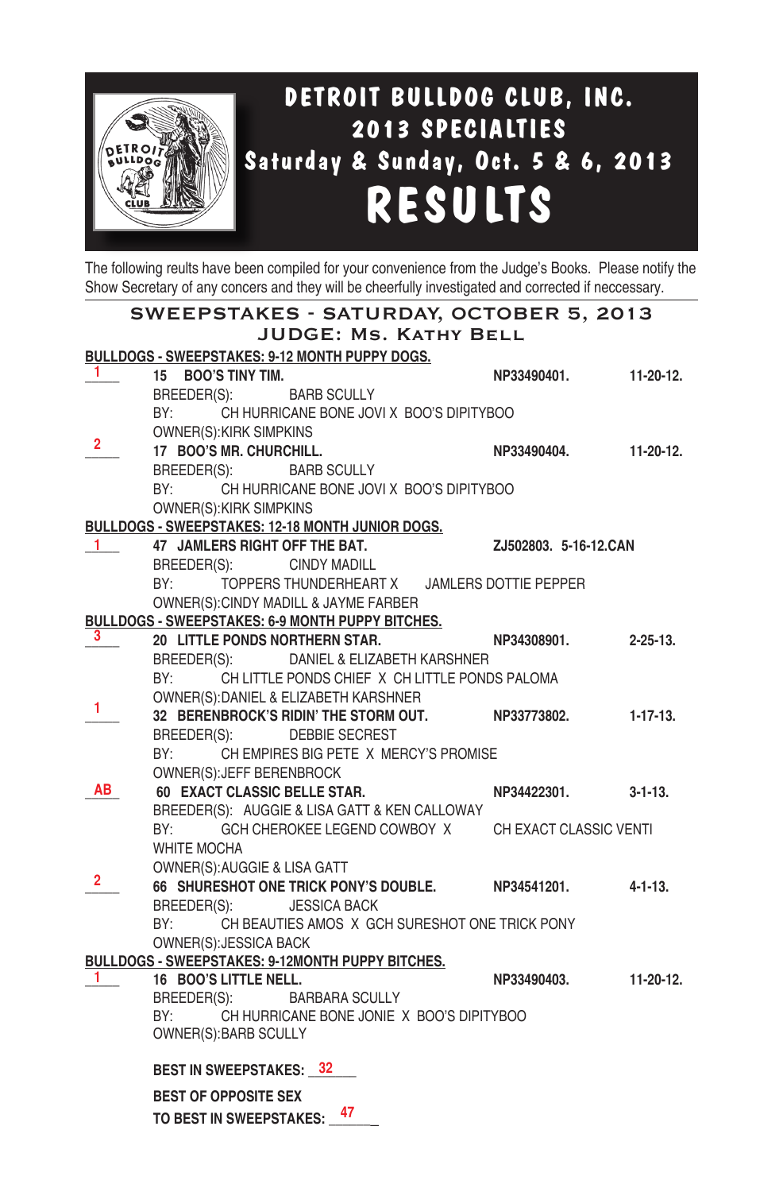# DETROIT BULLDOG CLUB, INC.
## 2013 SPECIALTIES
## Saturday & Sunday, Oct. 5 & 6, 2013
# RESULTS

The following reults have been compiled for your convenience from the Judge's Books. Please notify the Show Secretary of any concers and they will be cheerfully investigated and corrected if neccessary.

## SWEEPSTAKES - SATURDAY, OCTOBER 5, 2013
## JUDGE: Ms. Kathy Bell

**BULLDOGS - SWEEPSTAKES: 9-12 MONTH PUPPY DOGS.**

1 — **15 BOO'S TINY TIM.** NP33490401. 11-20-12.
BREEDER(S): BARB SCULLY
BY: CH HURRICANE BONE JOVI X BOO'S DIPITYBOO
OWNER(S):KIRK SIMPKINS

2 — **17 BOO'S MR. CHURCHILL.** NP33490404. 11-20-12.
BREEDER(S): BARB SCULLY
BY: CH HURRICANE BONE JOVI X BOO'S DIPITYBOO
OWNER(S):KIRK SIMPKINS

**BULLDOGS - SWEEPSTAKES: 12-18 MONTH JUNIOR DOGS.**

1 — **47 JAMLERS RIGHT OFF THE BAT.** ZJ502803. 5-16-12.CAN
BREEDER(S): CINDY MADILL
BY: TOPPERS THUNDERHEART X JAMLERS DOTTIE PEPPER
OWNER(S):CINDY MADILL & JAYME FARBER

**BULLDOGS - SWEEPSTAKES: 6-9 MONTH PUPPY BITCHES.**

3 — **20 LITTLE PONDS NORTHERN STAR.** NP34308901. 2-25-13.
BREEDER(S): DANIEL & ELIZABETH KARSHNER
BY: CH LITTLE PONDS CHIEF X CH LITTLE PONDS PALOMA
OWNER(S):DANIEL & ELIZABETH KARSHNER

1 — **32 BERENBROCK'S RIDIN' THE STORM OUT.** NP33773802. 1-17-13.
BREEDER(S): DEBBIE SECREST
BY: CH EMPIRES BIG PETE X MERCY'S PROMISE
OWNER(S):JEFF BERENBROCK

AB — **60 EXACT CLASSIC BELLE STAR.** NP34422301. 3-1-13.
BREEDER(S): AUGGIE & LISA GATT & KEN CALLOWAY
BY: GCH CHEROKEE LEGEND COWBOY X CH EXACT CLASSIC VENTI WHITE MOCHA
OWNER(S):AUGGIE & LISA GATT

2 — **66 SHURESHOT ONE TRICK PONY'S DOUBLE.** NP34541201. 4-1-13.
BREEDER(S): JESSICA BACK
BY: CH BEAUTIES AMOS X GCH SURESHOT ONE TRICK PONY
OWNER(S):JESSICA BACK

**BULLDOGS - SWEEPSTAKES: 9-12MONTH PUPPY BITCHES.**

1 — **16 BOO'S LITTLE NELL.** NP33490403. 11-20-12.
BREEDER(S): BARBARA SCULLY
BY: CH HURRICANE BONE JONIE X BOO'S DIPITYBOO
OWNER(S):BARB SCULLY

**BEST IN SWEEPSTAKES:** 32

**BEST OF OPPOSITE SEX TO BEST IN SWEEPSTAKES:** 47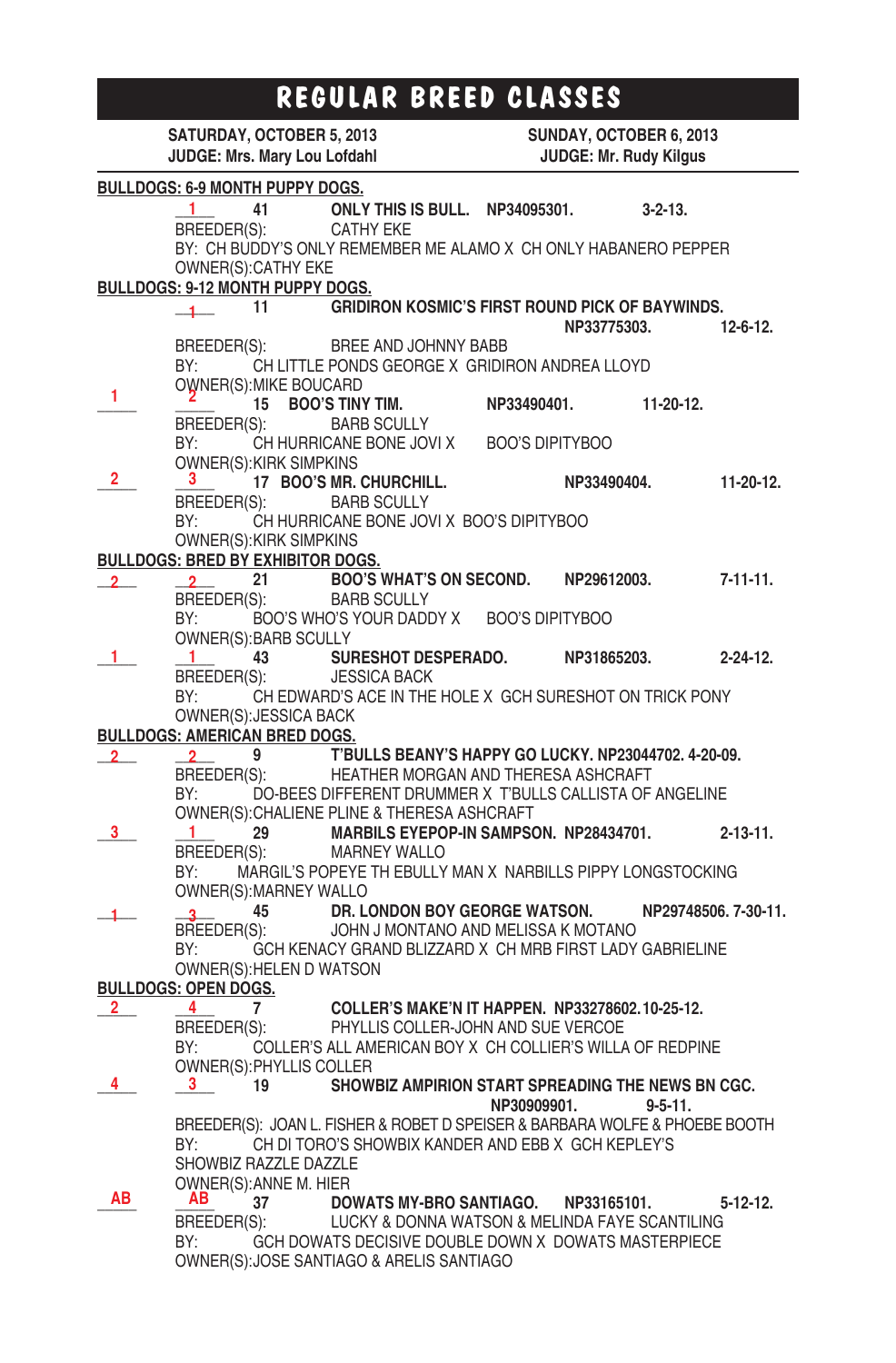# REGULAR BREED CLASSES

**SATURDAY, OCTOBER 5, 2013**
**JUDGE: Mrs. Mary Lou Lofdahl**

**SUNDAY, OCTOBER 6, 2013**
**JUDGE: Mr. Rudy Kilgus**

**BULLDOGS: 6-9 MONTH PUPPY DOGS.**

___ 1 ___ **41** **ONLY THIS IS BULL. NP34095301. 3-2-13.**
BREEDER(S): CATHY EKE
BY: CH BUDDY'S ONLY REMEMBER ME ALAMO X CH ONLY HABANERO PEPPER
OWNER(S):CATHY EKE

**BULLDOGS: 9-12 MONTH PUPPY DOGS.**

___ 1 ___ **11** **GRIDIRON KOSMIC'S FIRST ROUND PICK OF BAYWINDS. NP33775303. 12-6-12.**
BREEDER(S): BREE AND JOHNNY BABB
BY: CH LITTLE PONDS GEORGE X GRIDIRON ANDREA LLOYD
OWNER(S):MIKE BOUCARD

1 ___ 2 ___ **15** **BOO'S TINY TIM. NP33490401. 11-20-12.**
BREEDER(S): BARB SCULLY
BY: CH HURRICANE BONE JOVI X BOO'S DIPITYBOO
OWNER(S):KIRK SIMPKINS

2 ___ 3 ___ **17** **BOO'S MR. CHURCHILL. NP33490404. 11-20-12.**
BREEDER(S): BARB SCULLY
BY: CH HURRICANE BONE JOVI X BOO'S DIPITYBOO
OWNER(S):KIRK SIMPKINS

**BULLDOGS: BRED BY EXHIBITOR DOGS.**

2 ___ 2 ___ **21** **BOO'S WHAT'S ON SECOND. NP29612003. 7-11-11.**
BREEDER(S): BARB SCULLY
BY: BOO'S WHO'S YOUR DADDY X BOO'S DIPITYBOO
OWNER(S):BARB SCULLY

1 ___ 1 ___ **43** **SURESHOT DESPERADO. NP31865203. 2-24-12.**
BREEDER(S): JESSICA BACK
BY: CH EDWARD'S ACE IN THE HOLE X GCH SURESHOT ON TRICK PONY
OWNER(S):JESSICA BACK

**BULLDOGS: AMERICAN BRED DOGS.**

2 ___ 2 ___ **9** **T'BULLS BEANY'S HAPPY GO LUCKY. NP23044702. 4-20-09.**
BREEDER(S): HEATHER MORGAN AND THERESA ASHCRAFT
BY: DO-BEES DIFFERENT DRUMMER X T'BULLS CALLISTA OF ANGELINE
OWNER(S):CHALIENE PLINE & THERESA ASHCRAFT

3 ___ 1 ___ **29** **MARBILS EYEPOP-IN SAMPSON. NP28434701. 2-13-11.**
BREEDER(S): MARNEY WALLO
BY: MARGIL'S POPEYE TH EBULLY MAN X NARBILLS PIPPY LONGSTOCKING
OWNER(S):MARNEY WALLO

1 ___ 3 ___ **45** **DR. LONDON BOY GEORGE WATSON. NP29748506. 7-30-11.**
BREEDER(S): JOHN J MONTANO AND MELISSA K MOTANO
BY: GCH KENACY GRAND BLIZZARD X CH MRB FIRST LADY GABRIELINE
OWNER(S):HELEN D WATSON

**BULLDOGS: OPEN DOGS.**

2 ___ 4 ___ **7** **COLLER'S MAKE'N IT HAPPEN. NP33278602. 10-25-12.**
BREEDER(S): PHYLLIS COLLER-JOHN AND SUE VERCOE
BY: COLLER'S ALL AMERICAN BOY X CH COLLIER'S WILLA OF REDPINE
OWNER(S):PHYLLIS COLLER

4 ___ 3 ___ **19** **SHOWBIZ AMPIRION START SPREADING THE NEWS BN CGC. NP30909901. 9-5-11.**
BREEDER(S): JOAN L. FISHER & ROBET D SPEISER & BARBARA WOLFE & PHOEBE BOOTH
BY: CH DI TORO'S SHOWBIX KANDER AND EBB X GCH KEPLEY'S SHOWBIZ RAZZLE DAZZLE
OWNER(S):ANNE M. HIER

AB ___ AB ___ **37** **DOWATS MY-BRO SANTIAGO. NP33165101. 5-12-12.**
BREEDER(S): LUCKY & DONNA WATSON & MELINDA FAYE SCANTILING
BY: GCH DOWATS DECISIVE DOUBLE DOWN X DOWATS MASTERPIECE
OWNER(S):JOSE SANTIAGO & ARELIS SANTIAGO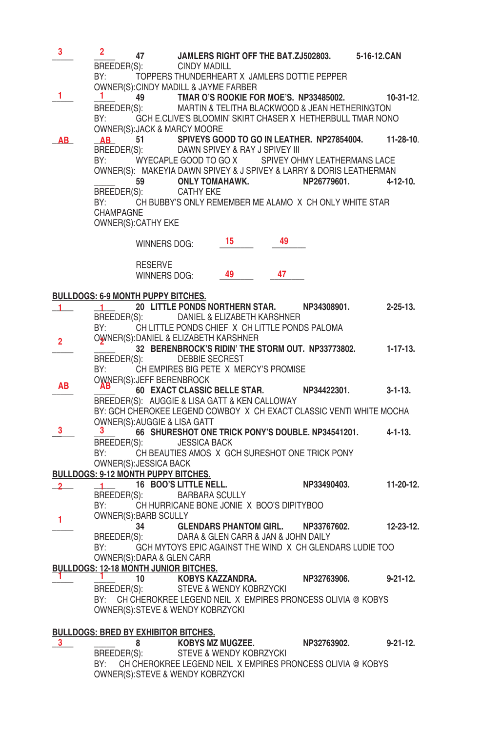3 | 2 | 47 **JAMLERS RIGHT OFF THE BAT.ZJ502803. 5-16-12.CAN**
BREEDER(S): CINDY MADILL
BY: TOPPERS THUNDERHEART X JAMLERS DOTTIE PEPPER
OWNER(S):CINDY MADILL & JAYME FARBER

1 | 1 | 49 **TMAR O'S ROOKIE FOR MOE'S. NP33485002. 10-31-12.**
BREEDER(S): MARTIN & TELITHA BLACKWOOD & JEAN HETHERINGTON
BY: GCH E.CLIVE'S BLOOMIN' SKIRT CHASER X HETHERBULL TMAR NONO
OWNER(S):JACK & MARCY MOORE

AB | AB | 51 **SPIVEYS GOOD TO GO IN LEATHER. NP27854004. 11-28-10.**
BREEDER(S): DAWN SPIVEY & RAY J SPIVEY III
BY: WYECAPLE GOOD TO GO X SPIVEY OHMY LEATHERMANS LACE
OWNER(S): MAKEYIA DAWN SPIVEY & J SPIVEY & LARRY & DORIS LEATHERMAN

59 **ONLY TOMAHAWK. NP26779601. 4-12-10.**
BREEDER(S): CATHY EKE
BY: CH BUBBY'S ONLY REMEMBER ME ALAMO X CH ONLY WHITE STAR CHAMPAGNE
OWNER(S):CATHY EKE

WINNERS DOG: 15 | 49

RESERVE WINNERS DOG: 49 | 47

**BULLDOGS: 6-9 MONTH PUPPY BITCHES.**

1 | 1 | **20 LITTLE PONDS NORTHERN STAR. NP34308901. 2-25-13.**
BREEDER(S): DANIEL & ELIZABETH KARSHNER
BY: CH LITTLE PONDS CHIEF X CH LITTLE PONDS PALOMA
OWNER(S):DANIEL & ELIZABETH KARSHNER

2 | 2 | **32 BERENBROCK'S RIDIN' THE STORM OUT. NP33773802. 1-17-13.**
BREEDER(S): DEBBIE SECREST
BY: CH EMPIRES BIG PETE X MERCY'S PROMISE
OWNER(S):JEFF BERENBROCK

AB | AB | **60 EXACT CLASSIC BELLE STAR. NP34422301. 3-1-13.**
BREEDER(S): AUGGIE & LISA GATT & KEN CALLOWAY
BY: GCH CHEROKEE LEGEND COWBOY X CH EXACT CLASSIC VENTI WHITE MOCHA
OWNER(S):AUGGIE & LISA GATT

3 | 3 | **66 SHURESHOT ONE TRICK PONY'S DOUBLE. NP34541201. 4-1-13.**
BREEDER(S): JESSICA BACK
BY: CH BEAUTIES AMOS X GCH SURESHOT ONE TRICK PONY
OWNER(S):JESSICA BACK

**BULLDOGS: 9-12 MONTH PUPPY BITCHES.**

2 | 1 | **16 BOO'S LITTLE NELL. NP33490403. 11-20-12.**
BREEDER(S): BARBARA SCULLY
BY: CH HURRICANE BONE JONIE X BOO'S DIPITYBOO
OWNER(S):BARB SCULLY

1 | 34 **GLENDARS PHANTOM GIRL. NP33767602. 12-23-12.**
BREEDER(S): DARA & GLEN CARR & JAN & JOHN DAILY
BY: GCH MYTOYS EPIC AGAINST THE WIND X CH GLENDARS LUDIE TOO
OWNER(S):DARA & GLEN CARR

**BULLDOGS: 12-18 MONTH JUNIOR BITCHES.**

1 | 1 | 10 **KOBYS KAZZANDRA. NP32763906. 9-21-12.**
BREEDER(S): STEVE & WENDY KOBRZYCKI
BY: CH CHEROKREE LEGEND NEIL X EMPIRES PRONCESS OLIVIA @ KOBYS
OWNER(S):STEVE & WENDY KOBRZYCKI

**BULLDOGS: BRED BY EXHIBITOR BITCHES.**

3 | 8 **KOBYS MZ MUGZEE. NP32763902. 9-21-12.**
BREEDER(S): STEVE & WENDY KOBRZYCKI
BY: CH CHEROKREE LEGEND NEIL X EMPIRES PRONCESS OLIVIA @ KOBYS
OWNER(S):STEVE & WENDY KOBRZYCKI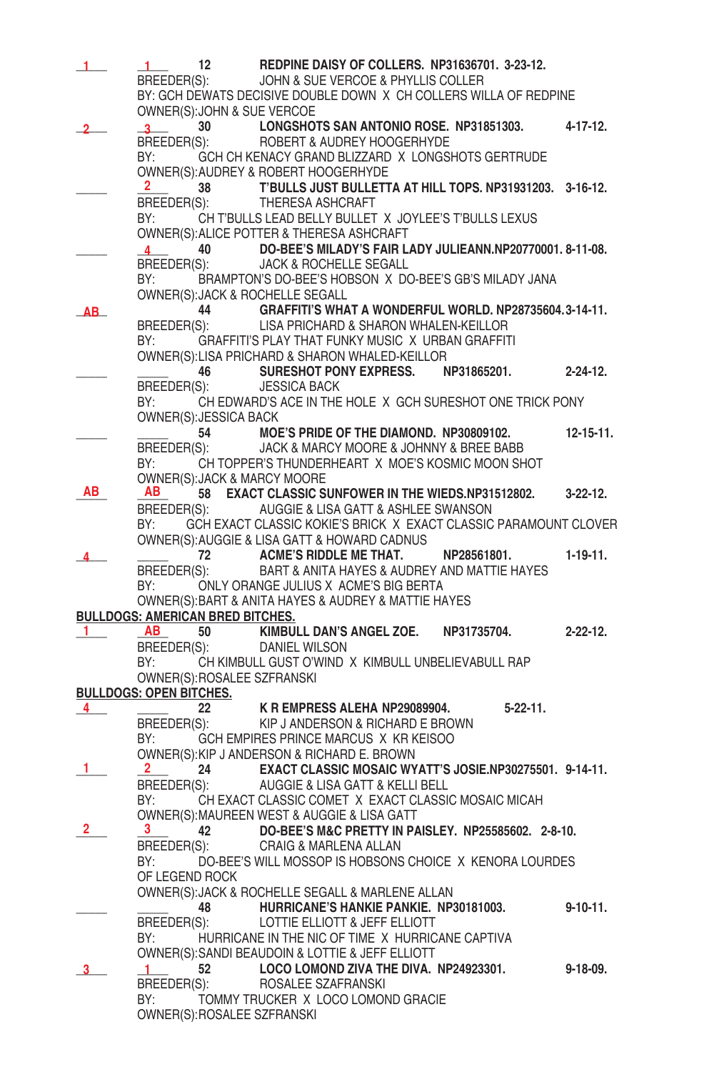1 &nbsp;&nbsp; 1 &nbsp;&nbsp; 12 &nbsp;&nbsp; **REDPINE DAISY OF COLLERS. NP31636701. 3-23-12.**
BREEDER(S): JOHN & SUE VERCOE & PHYLLIS COLLER
BY: GCH DEWATS DECISIVE DOUBLE DOWN X CH COLLERS WILLA OF REDPINE
OWNER(S):JOHN & SUE VERCOE

2 &nbsp;&nbsp; 3 &nbsp;&nbsp; 30 &nbsp;&nbsp; **LONGSHOTS SAN ANTONIO ROSE. NP31851303. 4-17-12.**
BREEDER(S): ROBERT & AUDREY HOOGERHYDE
BY: GCH CH KENACY GRAND BLIZZARD X LONGSHOTS GERTRUDE
OWNER(S):AUDREY & ROBERT HOOGERHYDE

____ &nbsp;&nbsp; 2 &nbsp;&nbsp; 38 &nbsp;&nbsp; **T'BULLS JUST BULLETTA AT HILL TOPS. NP31931203. 3-16-12.**
BREEDER(S): THERESA ASHCRAFT
BY: CH T'BULLS LEAD BELLY BULLET X JOYLEE'S T'BULLS LEXUS
OWNER(S):ALICE POTTER & THERESA ASHCRAFT

____ &nbsp;&nbsp; 4 &nbsp;&nbsp; 40 &nbsp;&nbsp; **DO-BEE'S MILADY'S FAIR LADY JULIEANN.NP20770001. 8-11-08.**
BREEDER(S): JACK & ROCHELLE SEGALL
BY: BRAMPTON'S DO-BEE'S HOBSON X DO-BEE'S GB'S MILADY JANA
OWNER(S):JACK & ROCHELLE SEGALL

AB &nbsp;&nbsp; ____ &nbsp;&nbsp; 44 &nbsp;&nbsp; **GRAFFITI'S WHAT A WONDERFUL WORLD. NP28735604.3-14-11.**
BREEDER(S): LISA PRICHARD & SHARON WHALEN-KEILLOR
BY: GRAFFITI'S PLAY THAT FUNKY MUSIC X URBAN GRAFFITI
OWNER(S):LISA PRICHARD & SHARON WHALED-KEILLOR

____ &nbsp;&nbsp; ____ &nbsp;&nbsp; 46 &nbsp;&nbsp; **SURESHOT PONY EXPRESS. NP31865201. 2-24-12.**
BREEDER(S): JESSICA BACK
BY: CH EDWARD'S ACE IN THE HOLE X GCH SURESHOT ONE TRICK PONY
OWNER(S):JESSICA BACK

____ &nbsp;&nbsp; ____ &nbsp;&nbsp; 54 &nbsp;&nbsp; **MOE'S PRIDE OF THE DIAMOND. NP30809102. 12-15-11.**
BREEDER(S): JACK & MARCY MOORE & JOHNNY & BREE BABB
BY: CH TOPPER'S THUNDERHEART X MOE'S KOSMIC MOON SHOT
OWNER(S):JACK & MARCY MOORE

AB &nbsp;&nbsp; AB &nbsp;&nbsp; 58 &nbsp;&nbsp; **EXACT CLASSIC SUNFOWER IN THE WIEDS.NP31512802. 3-22-12.**
BREEDER(S): AUGGIE & LISA GATT & ASHLEE SWANSON
BY: GCH EXACT CLASSIC KOKIE'S BRICK X EXACT CLASSIC PARAMOUNT CLOVER
OWNER(S):AUGGIE & LISA GATT & HOWARD CADNUS

4 &nbsp;&nbsp; ____ &nbsp;&nbsp; 72 &nbsp;&nbsp; **ACME'S RIDDLE ME THAT. NP28561801. 1-19-11.**
BREEDER(S): BART & ANITA HAYES & AUDREY AND MATTIE HAYES
BY: ONLY ORANGE JULIUS X ACME'S BIG BERTA
OWNER(S):BART & ANITA HAYES & AUDREY & MATTIE HAYES

**BULLDOGS: AMERICAN BRED BITCHES.**

1 &nbsp;&nbsp; AB &nbsp;&nbsp; 50 &nbsp;&nbsp; **KIMBULL DAN'S ANGEL ZOE. NP31735704. 2-22-12.**
BREEDER(S): DANIEL WILSON
BY: CH KIMBULL GUST O'WIND X KIMBULL UNBELIEVABULL RAP
OWNER(S):ROSALEE SZFRANSKI

**BULLDOGS: OPEN BITCHES.**

4 &nbsp;&nbsp; ____ &nbsp;&nbsp; 22 &nbsp;&nbsp; **K R EMPRESS ALEHA NP29089904. 5-22-11.**
BREEDER(S): KIP J ANDERSON & RICHARD E BROWN
BY: GCH EMPIRES PRINCE MARCUS X KR KEISOO
OWNER(S):KIP J ANDERSON & RICHARD E. BROWN

1 &nbsp;&nbsp; 2 &nbsp;&nbsp; 24 &nbsp;&nbsp; **EXACT CLASSIC MOSAIC WYATT'S JOSIE.NP30275501. 9-14-11.**
BREEDER(S): AUGGIE & LISA GATT & KELLI BELL
BY: CH EXACT CLASSIC COMET X EXACT CLASSIC MOSAIC MICAH
OWNER(S):MAUREEN WEST & AUGGIE & LISA GATT

2 &nbsp;&nbsp; 3 &nbsp;&nbsp; 42 &nbsp;&nbsp; **DO-BEE'S M&C PRETTY IN PAISLEY. NP25585602. 2-8-10.**
BREEDER(S): CRAIG & MARLENA ALLAN
BY: DO-BEE'S WILL MOSSOP IS HOBSONS CHOICE X KENORA LOURDES OF LEGEND ROCK
OWNER(S):JACK & ROCHELLE SEGALL & MARLENE ALLAN

____ &nbsp;&nbsp; ____ &nbsp;&nbsp; 48 &nbsp;&nbsp; **HURRICANE'S HANKIE PANKIE. NP30181003. 9-10-11.**
BREEDER(S): LOTTIE ELLIOTT & JEFF ELLIOTT
BY: HURRICANE IN THE NIC OF TIME X HURRICANE CAPTIVA
OWNER(S):SANDI BEAUDOIN & LOTTIE & JEFF ELLIOTT

3 &nbsp;&nbsp; 1 &nbsp;&nbsp; 52 &nbsp;&nbsp; **LOCO LOMOND ZIVA THE DIVA. NP24923301. 9-18-09.**
BREEDER(S): ROSALEE SZAFRANSKI
BY: TOMMY TRUCKER X LOCO LOMOND GRACIE
OWNER(S):ROSALEE SZFRANSKI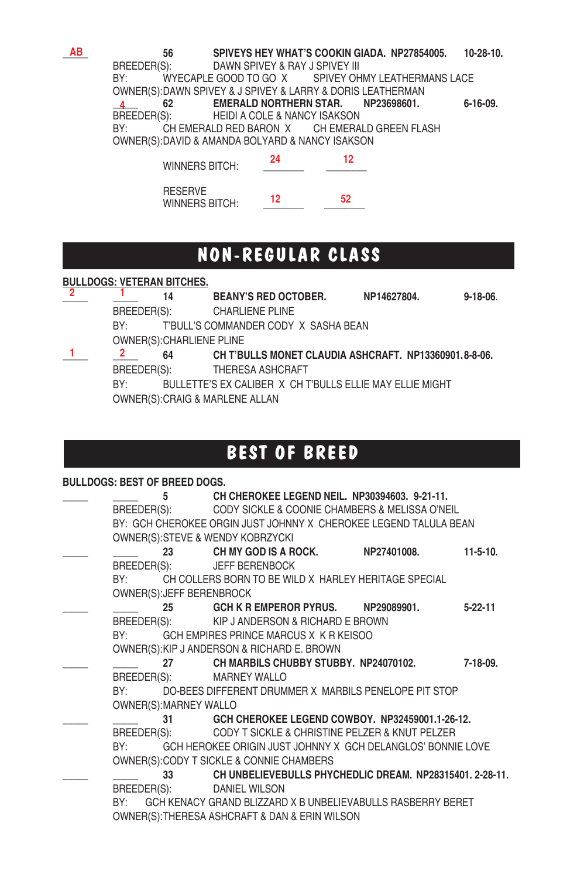AB 56 **SPIVEYS HEY WHAT'S COOKIN GIADA. NP27854005. 10-28-10.**
BREEDER(S): DAWN SPIVEY & RAY J SPIVEY III
BY: WYECAPLE GOOD TO GO X SPIVEY OHMY LEATHERMANS LACE
OWNER(S):DAWN SPIVEY & J SPIVEY & LARRY & DORIS LEATHERMAN

4 62 **EMERALD NORTHERN STAR. NP23698601. 6-16-09.**
BREEDER(S): HEIDI A COLE & NANCY ISAKSON
BY: CH EMERALD RED BARON X CH EMERALD GREEN FLASH
OWNER(S):DAVID & AMANDA BOLYARD & NANCY ISAKSON

WINNERS BITCH: 24 12

RESERVE WINNERS BITCH: 12 52

# NON-REGULAR CLASS

**BULLDOGS: VETERAN BITCHES.**

2 1 14 **BEANY'S RED OCTOBER. NP14627804. 9-18-06.**
BREEDER(S): CHARLIENE PLINE
BY: T'BULL'S COMMANDER CODY X SASHA BEAN
OWNER(S):CHARLIENE PLINE

1 2 64 **CH T'BULLS MONET CLAUDIA ASHCRAFT. NP13360901. 8-8-06.**
BREEDER(S): THERESA ASHCRAFT
BY: BULLETTE'S EX CALIBER X CH T'BULLS ELLIE MAY ELLIE MIGHT
OWNER(S):CRAIG & MARLENE ALLAN

# BEST OF BREED

**BULLDOGS: BEST OF BREED DOGS.**

5 **CH CHEROKEE LEGEND NEIL. NP30394603. 9-21-11.**
BREEDER(S): CODY SICKLE & COONIE CHAMBERS & MELISSA O'NEIL
BY: GCH CHEROKEE ORGIN JUST JOHNNY X CHEROKEE LEGEND TALULA BEAN
OWNER(S):STEVE & WENDY KOBRZYCKI

23 **CH MY GOD IS A ROCK. NP27401008. 11-5-10.**
BREEDER(S): JEFF BERENBOCK
BY: CH COLLERS BORN TO BE WILD X HARLEY HERITAGE SPECIAL
OWNER(S):JEFF BERENBROCK

25 **GCH K R EMPEROR PYRUS. NP29089901. 5-22-11**
BREEDER(S): KIP J ANDERSON & RICHARD E BROWN
BY: GCH EMPIRES PRINCE MARCUS X K R KEISOO
OWNER(S):KIP J ANDERSON & RICHARD E. BROWN

27 **CH MARBILS CHUBBY STUBBY. NP24070102. 7-18-09.**
BREEDER(S): MARNEY WALLO
BY: DO-BEES DIFFERENT DRUMMER X MARBILS PENELOPE PIT STOP
OWNER(S):MARNEY WALLO

31 **GCH CHEROKEE LEGEND COWBOY. NP32459001.1-26-12.**
BREEDER(S): CODY T SICKLE & CHRISTINE PELZER & KNUT PELZER
BY: GCH HEROKEE ORIGIN JUST JOHNNY X GCH DELANGLOS' BONNIE LOVE
OWNER(S):CODY T SICKLE & CONNIE CHAMBERS

33 **CH UNBELIEVEBULLS PHYCHEDLIC DREAM. NP28315401. 2-28-11.**
BREEDER(S): DANIEL WILSON
BY: GCH KENACY GRAND BLIZZARD X B UNBELIEVABULLS RASBERRY BERET
OWNER(S):THERESA ASHCRAFT & DAN & ERIN WILSON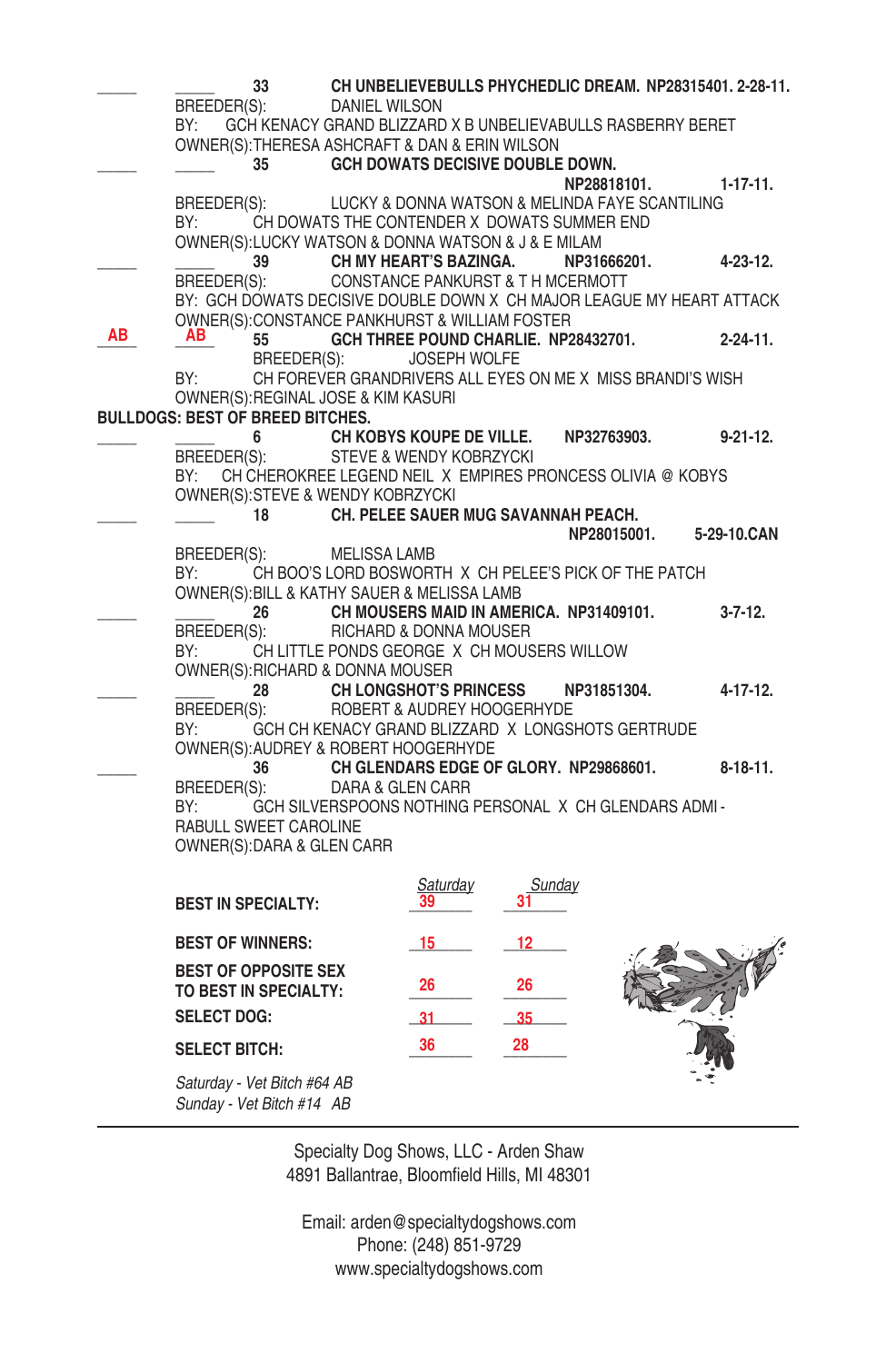____ _____ 33 **CH UNBELIEVEBULLS PHYCHEDLIC DREAM. NP28315401. 2-28-11.**
BREEDER(S): DANIEL WILSON
BY: GCH KENACY GRAND BLIZZARD X B UNBELIEVABULLS RASBERRY BERET
OWNER(S):THERESA ASHCRAFT & DAN & ERIN WILSON

____ _____ 35 **GCH DOWATS DECISIVE DOUBLE DOWN. NP28818101. 1-17-11.**
BREEDER(S): LUCKY & DONNA WATSON & MELINDA FAYE SCANTILING
BY: CH DOWATS THE CONTENDER X DOWATS SUMMER END
OWNER(S):LUCKY WATSON & DONNA WATSON & J & E MILAM

____ _____ 39 **CH MY HEART'S BAZINGA. NP31666201. 4-23-12.**
BREEDER(S): CONSTANCE PANKURST & T H MCERMOTT
BY: GCH DOWATS DECISIVE DOUBLE DOWN X CH MAJOR LEAGUE MY HEART ATTACK
OWNER(S):CONSTANCE PANKHURST & WILLIAM FOSTER

AB AB 55 **GCH THREE POUND CHARLIE. NP28432701. 2-24-11.**
BREEDER(S): JOSEPH WOLFE
BY: CH FOREVER GRANDRIVERS ALL EYES ON ME X MISS BRANDI'S WISH
OWNER(S):REGINAL JOSE & KIM KASURI

**BULLDOGS: BEST OF BREED BITCHES.**

____ _____ 6 **CH KOBYS KOUPE DE VILLE. NP32763903. 9-21-12.**
BREEDER(S): STEVE & WENDY KOBRZYCKI
BY: CH CHEROKREE LEGEND NEIL X EMPIRES PRONCESS OLIVIA @ KOBYS
OWNER(S):STEVE & WENDY KOBRZYCKI

____ _____ 18 **CH. PELEE SAUER MUG SAVANNAH PEACH. NP28015001. 5-29-10.CAN**
BREEDER(S): MELISSA LAMB
BY: CH BOO'S LORD BOSWORTH X CH PELEE'S PICK OF THE PATCH
OWNER(S):BILL & KATHY SAUER & MELISSA LAMB

____ _____ 26 **CH MOUSERS MAID IN AMERICA. NP31409101. 3-7-12.**
BREEDER(S): RICHARD & DONNA MOUSER
BY: CH LITTLE PONDS GEORGE X CH MOUSERS WILLOW
OWNER(S):RICHARD & DONNA MOUSER

____ _____ 28 **CH LONGSHOT'S PRINCESS NP31851304. 4-17-12.**
BREEDER(S): ROBERT & AUDREY HOOGERHYDE
BY: GCH CH KENACY GRAND BLIZZARD X LONGSHOTS GERTRUDE
OWNER(S):AUDREY & ROBERT HOOGERHYDE

____ _____ 36 **CH GLENDARS EDGE OF GLORY. NP29868601. 8-18-11.**
BREEDER(S): DARA & GLEN CARR
BY: GCH SILVERSPOONS NOTHING PERSONAL X CH GLENDARS ADMI-RABULL SWEET CAROLINE
OWNER(S):DARA & GLEN CARR

| | *Saturday* | *Sunday* |
|---|---|---|
| **BEST IN SPECIALTY:** | 39 | 31 |
| **BEST OF WINNERS:** | 15 | 12 |
| **BEST OF OPPOSITE SEX TO BEST IN SPECIALTY:** | 26 | 26 |
| **SELECT DOG:** | 31 | 35 |
| **SELECT BITCH:** | 36 | 28 |

*Saturday - Vet Bitch #64 AB*
*Sunday - Vet Bitch #14 AB*

Specialty Dog Shows, LLC - Arden Shaw
4891 Ballantrae, Bloomfield Hills, MI 48301

Email: arden@specialtydogshows.com
Phone: (248) 851-9729
www.specialtydogshows.com